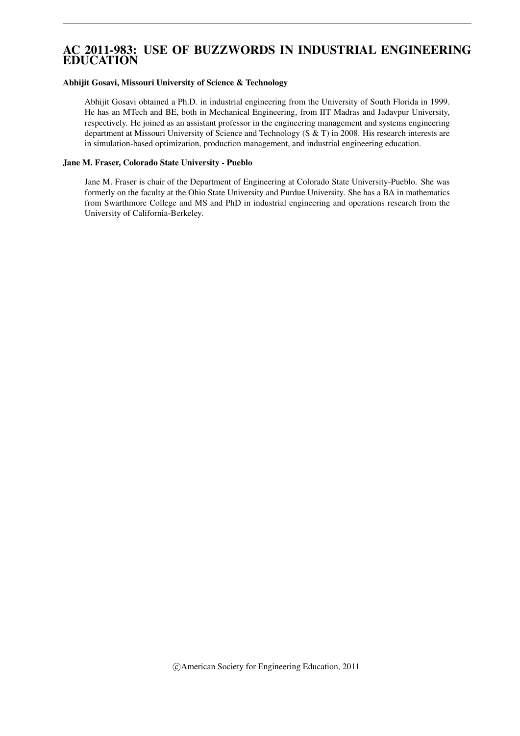# AC 2011-983: USE OF BUZZWORDS IN INDUSTRIAL ENGINEERING EDUCATION

**Abhijit Gosavi, Missouri University of Science & Technology**

Abhijit Gosavi obtained a Ph.D. in industrial engineering from the University of South Florida in 1999. He has an MTech and BE, both in Mechanical Engineering, from IIT Madras and Jadavpur University, respectively. He joined as an assistant professor in the engineering management and systems engineering department at Missouri University of Science and Technology (S & T) in 2008. His research interests are in simulation-based optimization, production management, and industrial engineering education.

**Jane M. Fraser, Colorado State University - Pueblo**

Jane M. Fraser is chair of the Department of Engineering at Colorado State University-Pueblo. She was formerly on the faculty at the Ohio State University and Purdue University. She has a BA in mathematics from Swarthmore College and MS and PhD in industrial engineering and operations research from the University of California-Berkeley.

©American Society for Engineering Education, 2011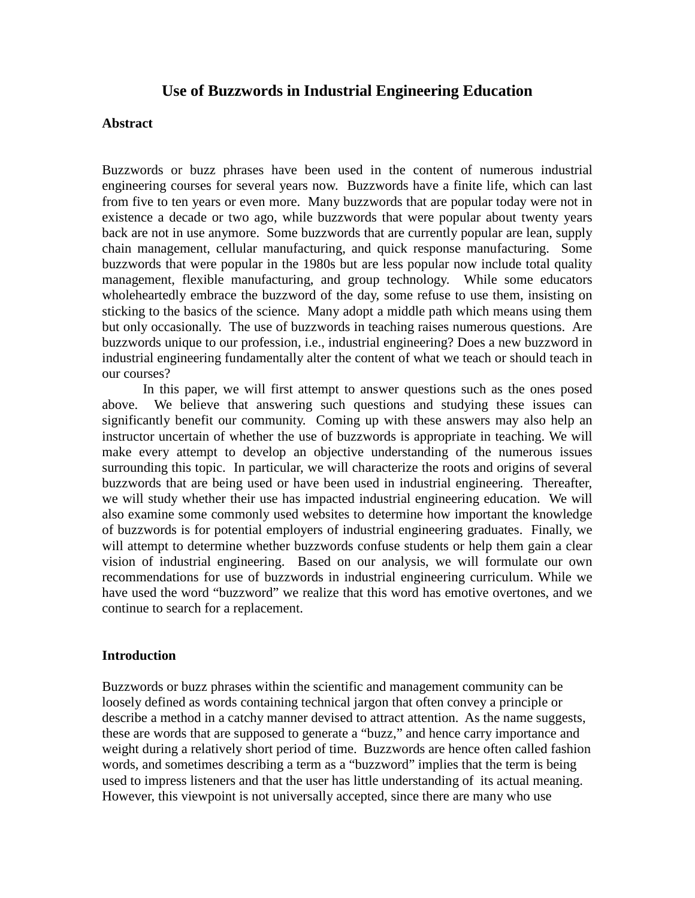# Use of Buzzwords in Industrial Engineering Education

## Abstract

Buzzwords or buzz phrases have been used in the content of numerous industrial engineering courses for several years now. Buzzwords have a finite life, which can last from five to ten years or even more. Many buzzwords that are popular today were not in existence a decade or two ago, while buzzwords that were popular about twenty years back are not in use anymore. Some buzzwords that are currently popular are lean, supply chain management, cellular manufacturing, and quick response manufacturing. Some buzzwords that were popular in the 1980s but are less popular now include total quality management, flexible manufacturing, and group technology. While some educators wholeheartedly embrace the buzzword of the day, some refuse to use them, insisting on sticking to the basics of the science. Many adopt a middle path which means using them but only occasionally. The use of buzzwords in teaching raises numerous questions. Are buzzwords unique to our profession, i.e., industrial engineering? Does a new buzzword in industrial engineering fundamentally alter the content of what we teach or should teach in our courses?

In this paper, we will first attempt to answer questions such as the ones posed above. We believe that answering such questions and studying these issues can significantly benefit our community. Coming up with these answers may also help an instructor uncertain of whether the use of buzzwords is appropriate in teaching. We will make every attempt to develop an objective understanding of the numerous issues surrounding this topic. In particular, we will characterize the roots and origins of several buzzwords that are being used or have been used in industrial engineering. Thereafter, we will study whether their use has impacted industrial engineering education. We will also examine some commonly used websites to determine how important the knowledge of buzzwords is for potential employers of industrial engineering graduates. Finally, we will attempt to determine whether buzzwords confuse students or help them gain a clear vision of industrial engineering. Based on our analysis, we will formulate our own recommendations for use of buzzwords in industrial engineering curriculum. While we have used the word "buzzword" we realize that this word has emotive overtones, and we continue to search for a replacement.

## Introduction

Buzzwords or buzz phrases within the scientific and management community can be loosely defined as words containing technical jargon that often convey a principle or describe a method in a catchy manner devised to attract attention. As the name suggests, these are words that are supposed to generate a "buzz," and hence carry importance and weight during a relatively short period of time. Buzzwords are hence often called fashion words, and sometimes describing a term as a "buzzword" implies that the term is being used to impress listeners and that the user has little understanding of its actual meaning. However, this viewpoint is not universally accepted, since there are many who use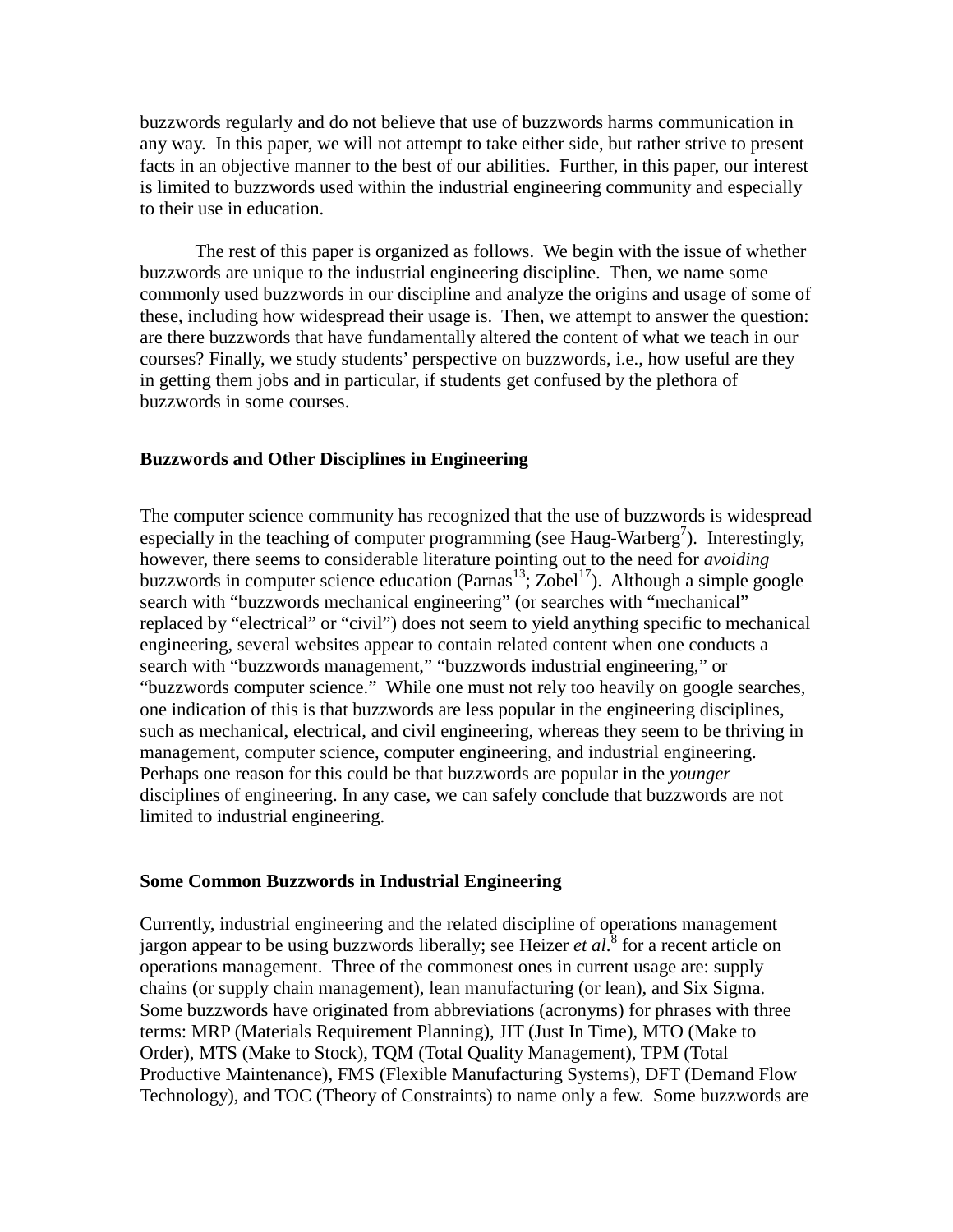buzzwords regularly and do not believe that use of buzzwords harms communication in any way. In this paper, we will not attempt to take either side, but rather strive to present facts in an objective manner to the best of our abilities. Further, in this paper, our interest is limited to buzzwords used within the industrial engineering community and especially to their use in education.

The rest of this paper is organized as follows. We begin with the issue of whether buzzwords are unique to the industrial engineering discipline. Then, we name some commonly used buzzwords in our discipline and analyze the origins and usage of some of these, including how widespread their usage is. Then, we attempt to answer the question: are there buzzwords that have fundamentally altered the content of what we teach in our courses? Finally, we study students' perspective on buzzwords, i.e., how useful are they in getting them jobs and in particular, if students get confused by the plethora of buzzwords in some courses.

**Buzzwords and Other Disciplines in Engineering**

The computer science community has recognized that the use of buzzwords is widespread especially in the teaching of computer programming (see Haug-Warberg[7]). Interestingly, however, there seems to considerable literature pointing out to the need for *avoiding* buzzwords in computer science education (Parnas[13]; Zobel[17]). Although a simple google search with "buzzwords mechanical engineering" (or searches with "mechanical" replaced by "electrical" or "civil") does not seem to yield anything specific to mechanical engineering, several websites appear to contain related content when one conducts a search with "buzzwords management," "buzzwords industrial engineering," or "buzzwords computer science." While one must not rely too heavily on google searches, one indication of this is that buzzwords are less popular in the engineering disciplines, such as mechanical, electrical, and civil engineering, whereas they seem to be thriving in management, computer science, computer engineering, and industrial engineering. Perhaps one reason for this could be that buzzwords are popular in the *younger* disciplines of engineering. In any case, we can safely conclude that buzzwords are not limited to industrial engineering.

**Some Common Buzzwords in Industrial Engineering**

Currently, industrial engineering and the related discipline of operations management jargon appear to be using buzzwords liberally; see Heizer *et al*.[8] for a recent article on operations management. Three of the commonest ones in current usage are: supply chains (or supply chain management), lean manufacturing (or lean), and Six Sigma. Some buzzwords have originated from abbreviations (acronyms) for phrases with three terms: MRP (Materials Requirement Planning), JIT (Just In Time), MTO (Make to Order), MTS (Make to Stock), TQM (Total Quality Management), TPM (Total Productive Maintenance), FMS (Flexible Manufacturing Systems), DFT (Demand Flow Technology), and TOC (Theory of Constraints) to name only a few. Some buzzwords are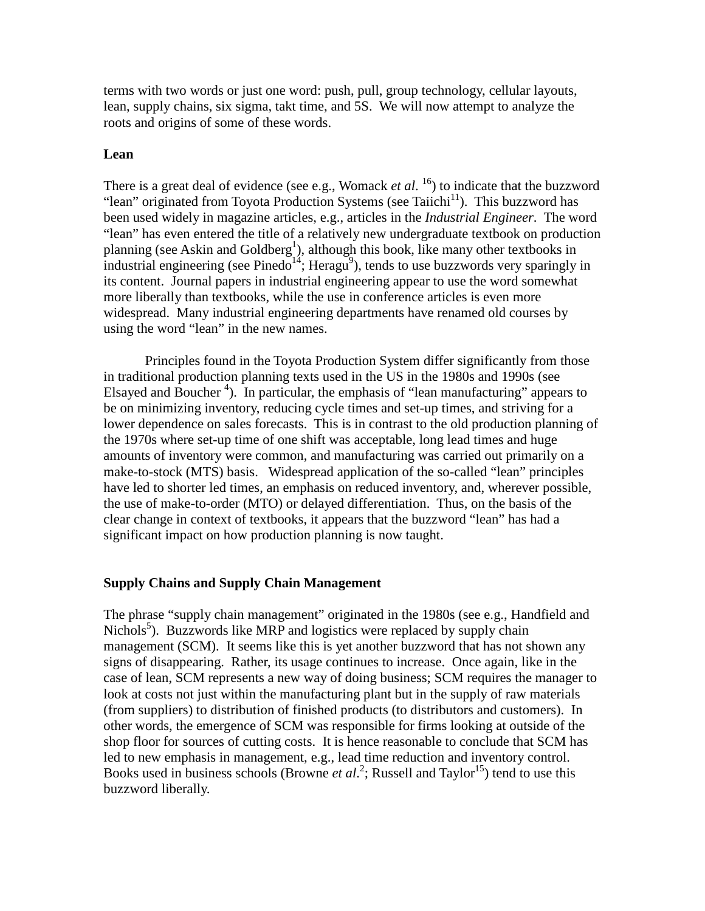terms with two words or just one word: push, pull, group technology, cellular layouts, lean, supply chains, six sigma, takt time, and 5S. We will now attempt to analyze the roots and origins of some of these words.

**Lean**

There is a great deal of evidence (see e.g., Womack *et al*. [16]) to indicate that the buzzword "lean" originated from Toyota Production Systems (see Taiichi[11]). This buzzword has been used widely in magazine articles, e.g., articles in the *Industrial Engineer*. The word "lean" has even entered the title of a relatively new undergraduate textbook on production planning (see Askin and Goldberg[1]), although this book, like many other textbooks in industrial engineering (see Pinedo[14]; Heragu[9]), tends to use buzzwords very sparingly in its content. Journal papers in industrial engineering appear to use the word somewhat more liberally than textbooks, while the use in conference articles is even more widespread. Many industrial engineering departments have renamed old courses by using the word "lean" in the new names.

Principles found in the Toyota Production System differ significantly from those in traditional production planning texts used in the US in the 1980s and 1990s (see Elsayed and Boucher [4]). In particular, the emphasis of "lean manufacturing" appears to be on minimizing inventory, reducing cycle times and set-up times, and striving for a lower dependence on sales forecasts. This is in contrast to the old production planning of the 1970s where set-up time of one shift was acceptable, long lead times and huge amounts of inventory were common, and manufacturing was carried out primarily on a make-to-stock (MTS) basis. Widespread application of the so-called "lean" principles have led to shorter led times, an emphasis on reduced inventory, and, wherever possible, the use of make-to-order (MTO) or delayed differentiation. Thus, on the basis of the clear change in context of textbooks, it appears that the buzzword "lean" has had a significant impact on how production planning is now taught.

**Supply Chains and Supply Chain Management**

The phrase "supply chain management" originated in the 1980s (see e.g., Handfield and Nichols[5]). Buzzwords like MRP and logistics were replaced by supply chain management (SCM). It seems like this is yet another buzzword that has not shown any signs of disappearing. Rather, its usage continues to increase. Once again, like in the case of lean, SCM represents a new way of doing business; SCM requires the manager to look at costs not just within the manufacturing plant but in the supply of raw materials (from suppliers) to distribution of finished products (to distributors and customers). In other words, the emergence of SCM was responsible for firms looking at outside of the shop floor for sources of cutting costs. It is hence reasonable to conclude that SCM has led to new emphasis in management, e.g., lead time reduction and inventory control. Books used in business schools (Browne *et al*.[2]; Russell and Taylor[15]) tend to use this buzzword liberally.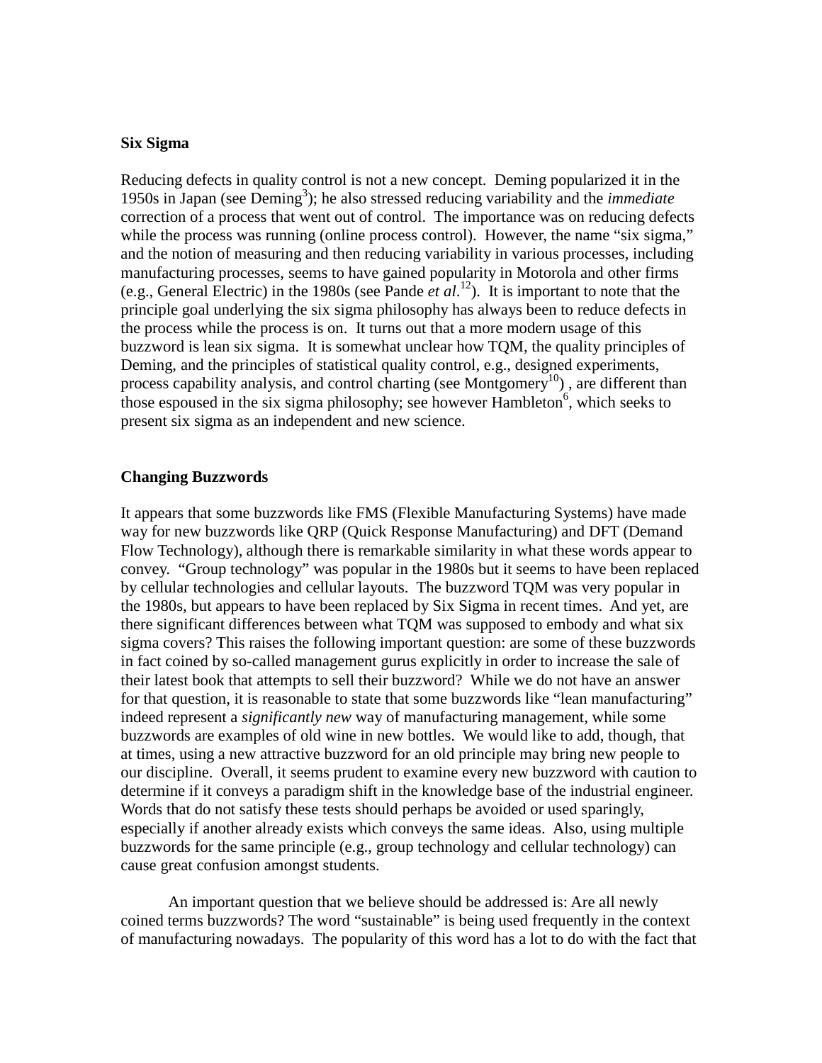**Six Sigma**

Reducing defects in quality control is not a new concept. Deming popularized it in the 1950s in Japan (see Deming[3]); he also stressed reducing variability and the *immediate* correction of a process that went out of control. The importance was on reducing defects while the process was running (online process control). However, the name "six sigma," and the notion of measuring and then reducing variability in various processes, including manufacturing processes, seems to have gained popularity in Motorola and other firms (e.g., General Electric) in the 1980s (see Pande *et al*.[12]). It is important to note that the principle goal underlying the six sigma philosophy has always been to reduce defects in the process while the process is on. It turns out that a more modern usage of this buzzword is lean six sigma. It is somewhat unclear how TQM, the quality principles of Deming, and the principles of statistical quality control, e.g., designed experiments, process capability analysis, and control charting (see Montgomery[10]) , are different than those espoused in the six sigma philosophy; see however Hambleton[6], which seeks to present six sigma as an independent and new science.

**Changing Buzzwords**

It appears that some buzzwords like FMS (Flexible Manufacturing Systems) have made way for new buzzwords like QRP (Quick Response Manufacturing) and DFT (Demand Flow Technology), although there is remarkable similarity in what these words appear to convey. "Group technology" was popular in the 1980s but it seems to have been replaced by cellular technologies and cellular layouts. The buzzword TQM was very popular in the 1980s, but appears to have been replaced by Six Sigma in recent times. And yet, are there significant differences between what TQM was supposed to embody and what six sigma covers? This raises the following important question: are some of these buzzwords in fact coined by so-called management gurus explicitly in order to increase the sale of their latest book that attempts to sell their buzzword? While we do not have an answer for that question, it is reasonable to state that some buzzwords like "lean manufacturing" indeed represent a *significantly new* way of manufacturing management, while some buzzwords are examples of old wine in new bottles. We would like to add, though, that at times, using a new attractive buzzword for an old principle may bring new people to our discipline. Overall, it seems prudent to examine every new buzzword with caution to determine if it conveys a paradigm shift in the knowledge base of the industrial engineer. Words that do not satisfy these tests should perhaps be avoided or used sparingly, especially if another already exists which conveys the same ideas. Also, using multiple buzzwords for the same principle (e.g., group technology and cellular technology) can cause great confusion amongst students.

An important question that we believe should be addressed is: Are all newly coined terms buzzwords? The word "sustainable" is being used frequently in the context of manufacturing nowadays. The popularity of this word has a lot to do with the fact that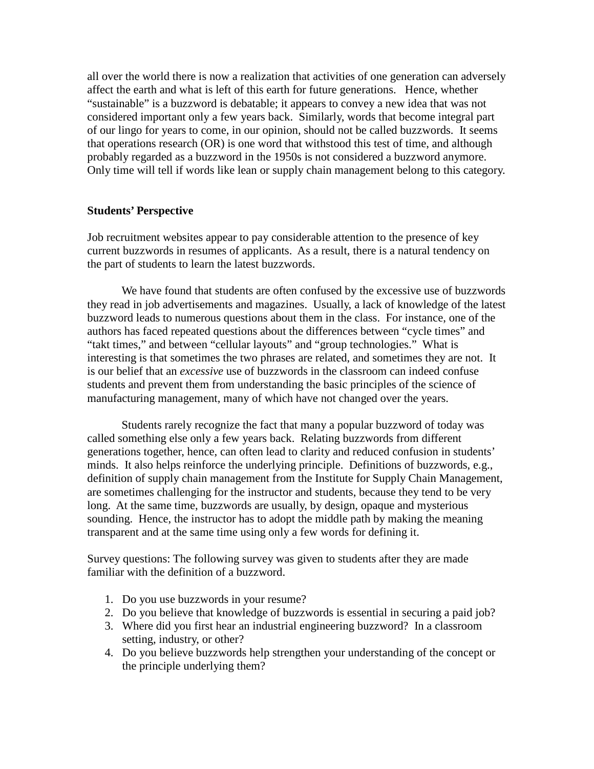all over the world there is now a realization that activities of one generation can adversely affect the earth and what is left of this earth for future generations. Hence, whether "sustainable" is a buzzword is debatable; it appears to convey a new idea that was not considered important only a few years back. Similarly, words that become integral part of our lingo for years to come, in our opinion, should not be called buzzwords. It seems that operations research (OR) is one word that withstood this test of time, and although probably regarded as a buzzword in the 1950s is not considered a buzzword anymore. Only time will tell if words like lean or supply chain management belong to this category.

**Students' Perspective**

Job recruitment websites appear to pay considerable attention to the presence of key current buzzwords in resumes of applicants. As a result, there is a natural tendency on the part of students to learn the latest buzzwords.

We have found that students are often confused by the excessive use of buzzwords they read in job advertisements and magazines. Usually, a lack of knowledge of the latest buzzword leads to numerous questions about them in the class. For instance, one of the authors has faced repeated questions about the differences between "cycle times" and "takt times," and between "cellular layouts" and "group technologies." What is interesting is that sometimes the two phrases are related, and sometimes they are not. It is our belief that an *excessive* use of buzzwords in the classroom can indeed confuse students and prevent them from understanding the basic principles of the science of manufacturing management, many of which have not changed over the years.

Students rarely recognize the fact that many a popular buzzword of today was called something else only a few years back. Relating buzzwords from different generations together, hence, can often lead to clarity and reduced confusion in students' minds. It also helps reinforce the underlying principle. Definitions of buzzwords, e.g., definition of supply chain management from the Institute for Supply Chain Management, are sometimes challenging for the instructor and students, because they tend to be very long. At the same time, buzzwords are usually, by design, opaque and mysterious sounding. Hence, the instructor has to adopt the middle path by making the meaning transparent and at the same time using only a few words for defining it.

Survey questions: The following survey was given to students after they are made familiar with the definition of a buzzword.

1. Do you use buzzwords in your resume?
2. Do you believe that knowledge of buzzwords is essential in securing a paid job?
3. Where did you first hear an industrial engineering buzzword? In a classroom setting, industry, or other?
4. Do you believe buzzwords help strengthen your understanding of the concept or the principle underlying them?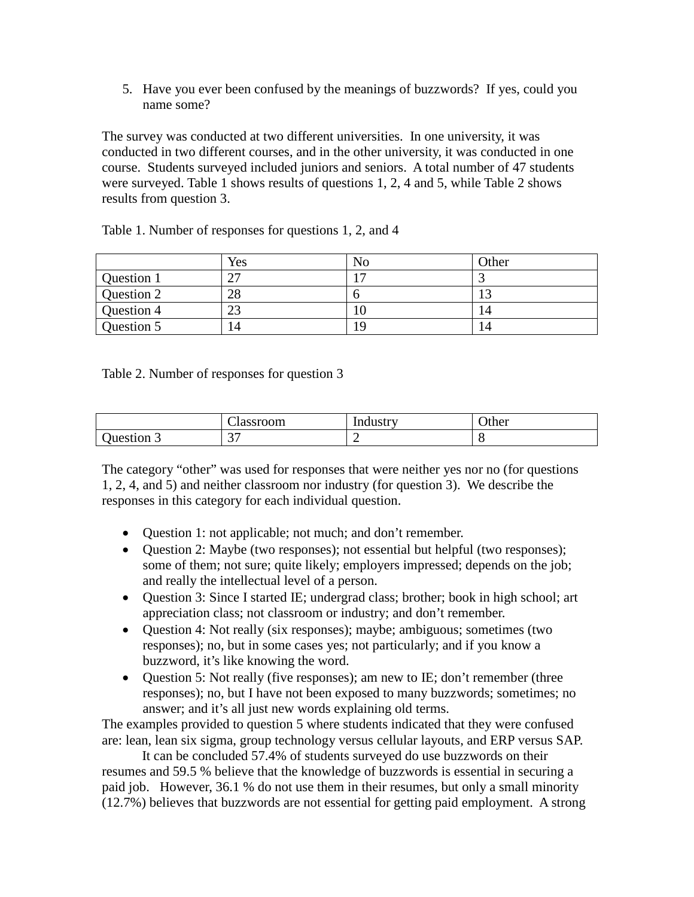5. Have you ever been confused by the meanings of buzzwords? If yes, could you name some?

The survey was conducted at two different universities. In one university, it was conducted in two different courses, and in the other university, it was conducted in one course. Students surveyed included juniors and seniors. A total number of 47 students were surveyed. Table 1 shows results of questions 1, 2, 4 and 5, while Table 2 shows results from question 3.

Table 1. Number of responses for questions 1, 2, and 4

| | Yes | No | Other |
|---|---|---|---|
| Question 1 | 27 | 17 | 3 |
| Question 2 | 28 | 6 | 13 |
| Question 4 | 23 | 10 | 14 |
| Question 5 | 14 | 19 | 14 |

Table 2. Number of responses for question 3

| | Classroom | Industry | Other |
|---|---|---|---|
| Question 3 | 37 | 2 | 8 |

The category "other" was used for responses that were neither yes nor no (for questions 1, 2, 4, and 5) and neither classroom nor industry (for question 3). We describe the responses in this category for each individual question.

- Question 1: not applicable; not much; and don't remember.
- Question 2: Maybe (two responses); not essential but helpful (two responses); some of them; not sure; quite likely; employers impressed; depends on the job; and really the intellectual level of a person.
- Question 3: Since I started IE; undergrad class; brother; book in high school; art appreciation class; not classroom or industry; and don't remember.
- Question 4: Not really (six responses); maybe; ambiguous; sometimes (two responses); no, but in some cases yes; not particularly; and if you know a buzzword, it's like knowing the word.
- Question 5: Not really (five responses); am new to IE; don't remember (three responses); no, but I have not been exposed to many buzzwords; sometimes; no answer; and it's all just new words explaining old terms.

The examples provided to question 5 where students indicated that they were confused are: lean, lean six sigma, group technology versus cellular layouts, and ERP versus SAP.

It can be concluded 57.4% of students surveyed do use buzzwords on their resumes and 59.5 % believe that the knowledge of buzzwords is essential in securing a paid job. However, 36.1 % do not use them in their resumes, but only a small minority (12.7%) believes that buzzwords are not essential for getting paid employment. A strong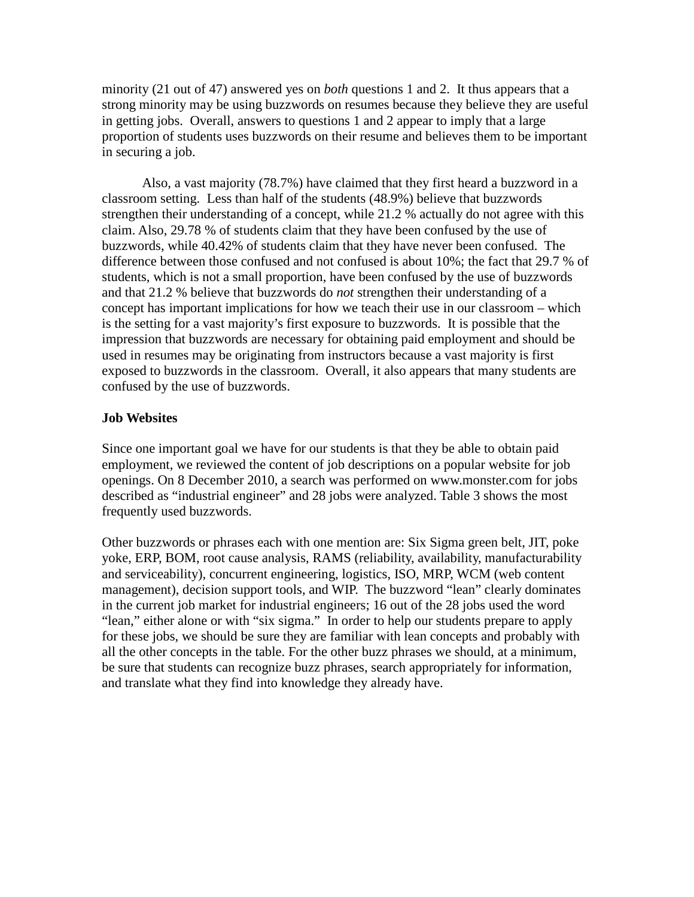minority (21 out of 47) answered yes on *both* questions 1 and 2. It thus appears that a strong minority may be using buzzwords on resumes because they believe they are useful in getting jobs. Overall, answers to questions 1 and 2 appear to imply that a large proportion of students uses buzzwords on their resume and believes them to be important in securing a job.

Also, a vast majority (78.7%) have claimed that they first heard a buzzword in a classroom setting. Less than half of the students (48.9%) believe that buzzwords strengthen their understanding of a concept, while 21.2 % actually do not agree with this claim. Also, 29.78 % of students claim that they have been confused by the use of buzzwords, while 40.42% of students claim that they have never been confused. The difference between those confused and not confused is about 10%; the fact that 29.7 % of students, which is not a small proportion, have been confused by the use of buzzwords and that 21.2 % believe that buzzwords do *not* strengthen their understanding of a concept has important implications for how we teach their use in our classroom – which is the setting for a vast majority's first exposure to buzzwords. It is possible that the impression that buzzwords are necessary for obtaining paid employment and should be used in resumes may be originating from instructors because a vast majority is first exposed to buzzwords in the classroom. Overall, it also appears that many students are confused by the use of buzzwords.

**Job Websites**

Since one important goal we have for our students is that they be able to obtain paid employment, we reviewed the content of job descriptions on a popular website for job openings. On 8 December 2010, a search was performed on www.monster.com for jobs described as "industrial engineer" and 28 jobs were analyzed. Table 3 shows the most frequently used buzzwords.

Other buzzwords or phrases each with one mention are: Six Sigma green belt, JIT, poke yoke, ERP, BOM, root cause analysis, RAMS (reliability, availability, manufacturability and serviceability), concurrent engineering, logistics, ISO, MRP, WCM (web content management), decision support tools, and WIP. The buzzword "lean" clearly dominates in the current job market for industrial engineers; 16 out of the 28 jobs used the word "lean," either alone or with "six sigma." In order to help our students prepare to apply for these jobs, we should be sure they are familiar with lean concepts and probably with all the other concepts in the table. For the other buzz phrases we should, at a minimum, be sure that students can recognize buzz phrases, search appropriately for information, and translate what they find into knowledge they already have.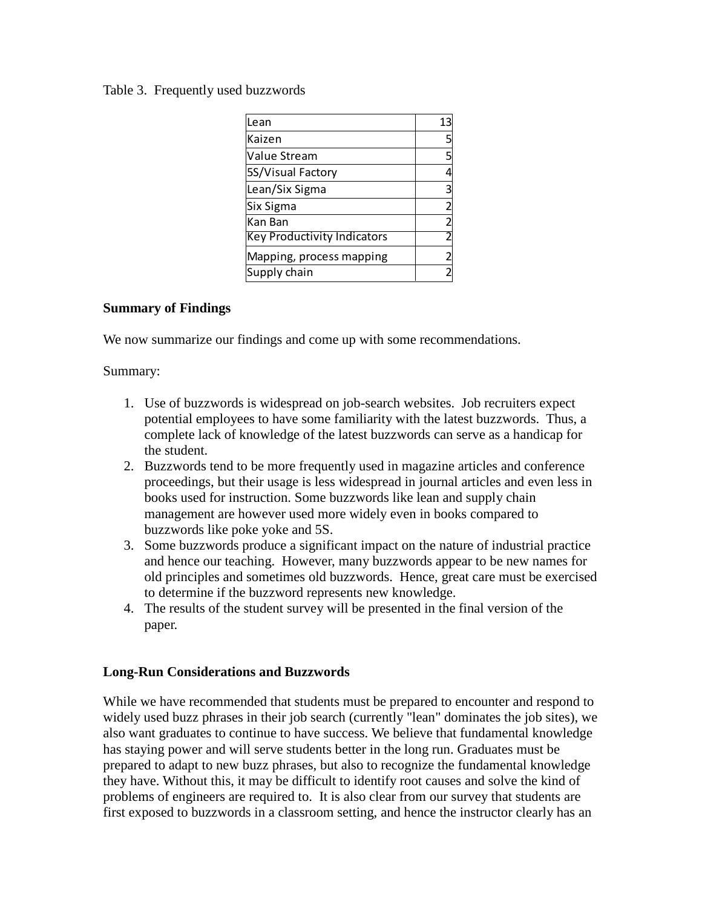Table 3. Frequently used buzzwords

| Buzzword | Count |
|---|---|
| Lean | 13 |
| Kaizen | 5 |
| Value Stream | 5 |
| 5S/Visual Factory | 4 |
| Lean/Six Sigma | 3 |
| Six Sigma | 2 |
| Kan Ban | 2 |
| Key Productivity Indicators | 2 |
| Mapping, process mapping | 2 |
| Supply chain | 2 |

**Summary of Findings**

We now summarize our findings and come up with some recommendations.

Summary:

1. Use of buzzwords is widespread on job-search websites. Job recruiters expect potential employees to have some familiarity with the latest buzzwords. Thus, a complete lack of knowledge of the latest buzzwords can serve as a handicap for the student.
2. Buzzwords tend to be more frequently used in magazine articles and conference proceedings, but their usage is less widespread in journal articles and even less in books used for instruction. Some buzzwords like lean and supply chain management are however used more widely even in books compared to buzzwords like poke yoke and 5S.
3. Some buzzwords produce a significant impact on the nature of industrial practice and hence our teaching. However, many buzzwords appear to be new names for old principles and sometimes old buzzwords. Hence, great care must be exercised to determine if the buzzword represents new knowledge.
4. The results of the student survey will be presented in the final version of the paper.

**Long-Run Considerations and Buzzwords**

While we have recommended that students must be prepared to encounter and respond to widely used buzz phrases in their job search (currently "lean" dominates the job sites), we also want graduates to continue to have success. We believe that fundamental knowledge has staying power and will serve students better in the long run. Graduates must be prepared to adapt to new buzz phrases, but also to recognize the fundamental knowledge they have. Without this, it may be difficult to identify root causes and solve the kind of problems of engineers are required to. It is also clear from our survey that students are first exposed to buzzwords in a classroom setting, and hence the instructor clearly has an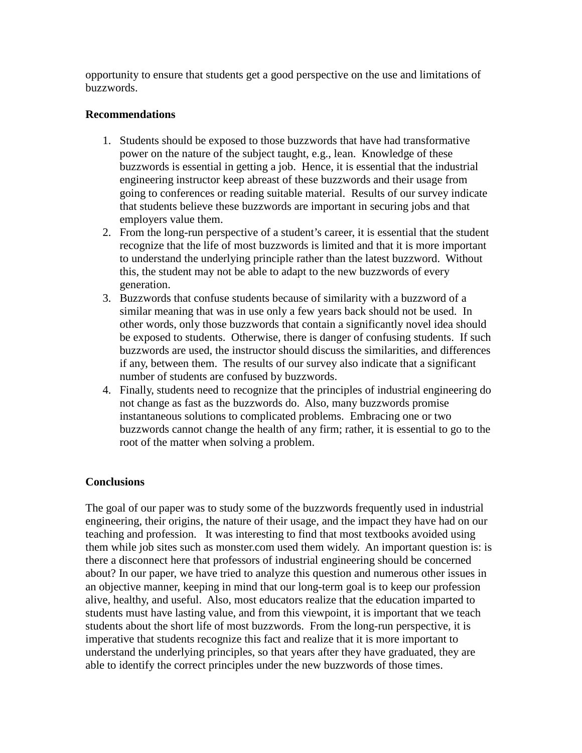opportunity to ensure that students get a good perspective on the use and limitations of buzzwords.

**Recommendations**

1. Students should be exposed to those buzzwords that have had transformative power on the nature of the subject taught, e.g., lean. Knowledge of these buzzwords is essential in getting a job. Hence, it is essential that the industrial engineering instructor keep abreast of these buzzwords and their usage from going to conferences or reading suitable material. Results of our survey indicate that students believe these buzzwords are important in securing jobs and that employers value them.
2. From the long-run perspective of a student's career, it is essential that the student recognize that the life of most buzzwords is limited and that it is more important to understand the underlying principle rather than the latest buzzword. Without this, the student may not be able to adapt to the new buzzwords of every generation.
3. Buzzwords that confuse students because of similarity with a buzzword of a similar meaning that was in use only a few years back should not be used. In other words, only those buzzwords that contain a significantly novel idea should be exposed to students. Otherwise, there is danger of confusing students. If such buzzwords are used, the instructor should discuss the similarities, and differences if any, between them. The results of our survey also indicate that a significant number of students are confused by buzzwords.
4. Finally, students need to recognize that the principles of industrial engineering do not change as fast as the buzzwords do. Also, many buzzwords promise instantaneous solutions to complicated problems. Embracing one or two buzzwords cannot change the health of any firm; rather, it is essential to go to the root of the matter when solving a problem.

**Conclusions**

The goal of our paper was to study some of the buzzwords frequently used in industrial engineering, their origins, the nature of their usage, and the impact they have had on our teaching and profession. It was interesting to find that most textbooks avoided using them while job sites such as monster.com used them widely. An important question is: is there a disconnect here that professors of industrial engineering should be concerned about? In our paper, we have tried to analyze this question and numerous other issues in an objective manner, keeping in mind that our long-term goal is to keep our profession alive, healthy, and useful. Also, most educators realize that the education imparted to students must have lasting value, and from this viewpoint, it is important that we teach students about the short life of most buzzwords. From the long-run perspective, it is imperative that students recognize this fact and realize that it is more important to understand the underlying principles, so that years after they have graduated, they are able to identify the correct principles under the new buzzwords of those times.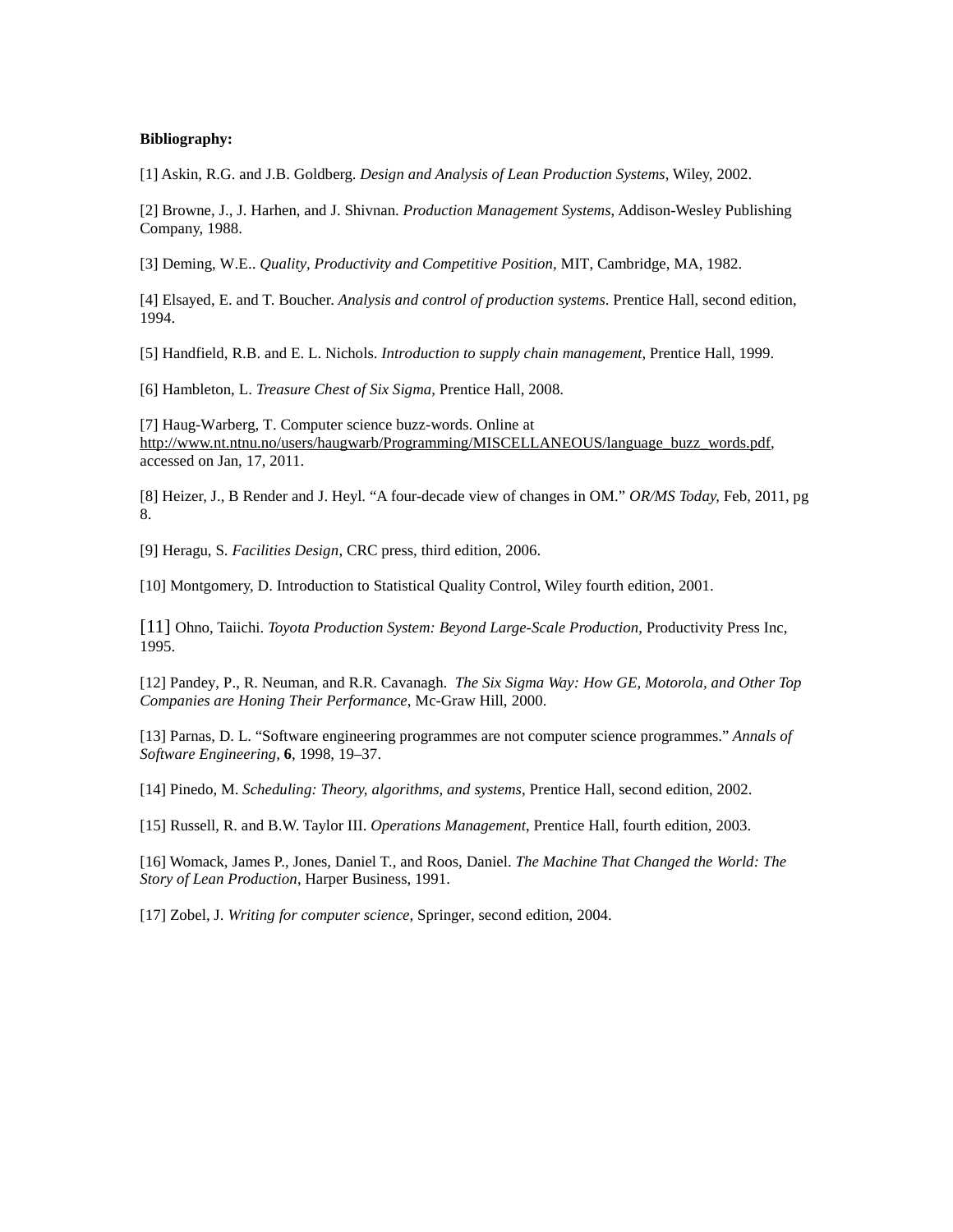**Bibliography:**

[1] Askin, R.G. and J.B. Goldberg. *Design and Analysis of Lean Production Systems*, Wiley, 2002.

[2] Browne, J., J. Harhen, and J. Shivnan. *Production Management Systems*, Addison-Wesley Publishing Company, 1988.

[3] Deming, W.E.. *Quality, Productivity and Competitive Position*, MIT, Cambridge, MA, 1982.

[4] Elsayed, E. and T. Boucher. *Analysis and control of production systems*. Prentice Hall, second edition, 1994.

[5] Handfield, R.B. and E. L. Nichols. *Introduction to supply chain management*, Prentice Hall, 1999.

[6] Hambleton, L. *Treasure Chest of Six Sigma*, Prentice Hall, 2008.

[7] Haug-Warberg, T. Computer science buzz-words. Online at http://www.nt.ntnu.no/users/haugwarb/Programming/MISCELLANEOUS/language_buzz_words.pdf, accessed on Jan, 17, 2011.

[8] Heizer, J., B Render and J. Heyl. "A four-decade view of changes in OM." *OR/MS Today*, Feb, 2011, pg 8.

[9] Heragu, S. *Facilities Design*, CRC press, third edition, 2006.

[10] Montgomery, D. Introduction to Statistical Quality Control, Wiley fourth edition, 2001.

[11] Ohno, Taiichi. *Toyota Production System: Beyond Large-Scale Production*, Productivity Press Inc, 1995.

[12] Pandey, P., R. Neuman, and R.R. Cavanagh. *The Six Sigma Way: How GE, Motorola, and Other Top Companies are Honing Their Performance*, Mc-Graw Hill, 2000.

[13] Parnas, D. L. "Software engineering programmes are not computer science programmes." *Annals of Software Engineering*, **6**, 1998, 19–37.

[14] Pinedo, M. *Scheduling: Theory, algorithms, and systems*, Prentice Hall, second edition, 2002.

[15] Russell, R. and B.W. Taylor III. *Operations Management*, Prentice Hall, fourth edition, 2003.

[16] Womack, James P., Jones, Daniel T., and Roos, Daniel. *The Machine That Changed the World: The Story of Lean Production*, Harper Business, 1991.

[17] Zobel, J. *Writing for computer science*, Springer, second edition, 2004.